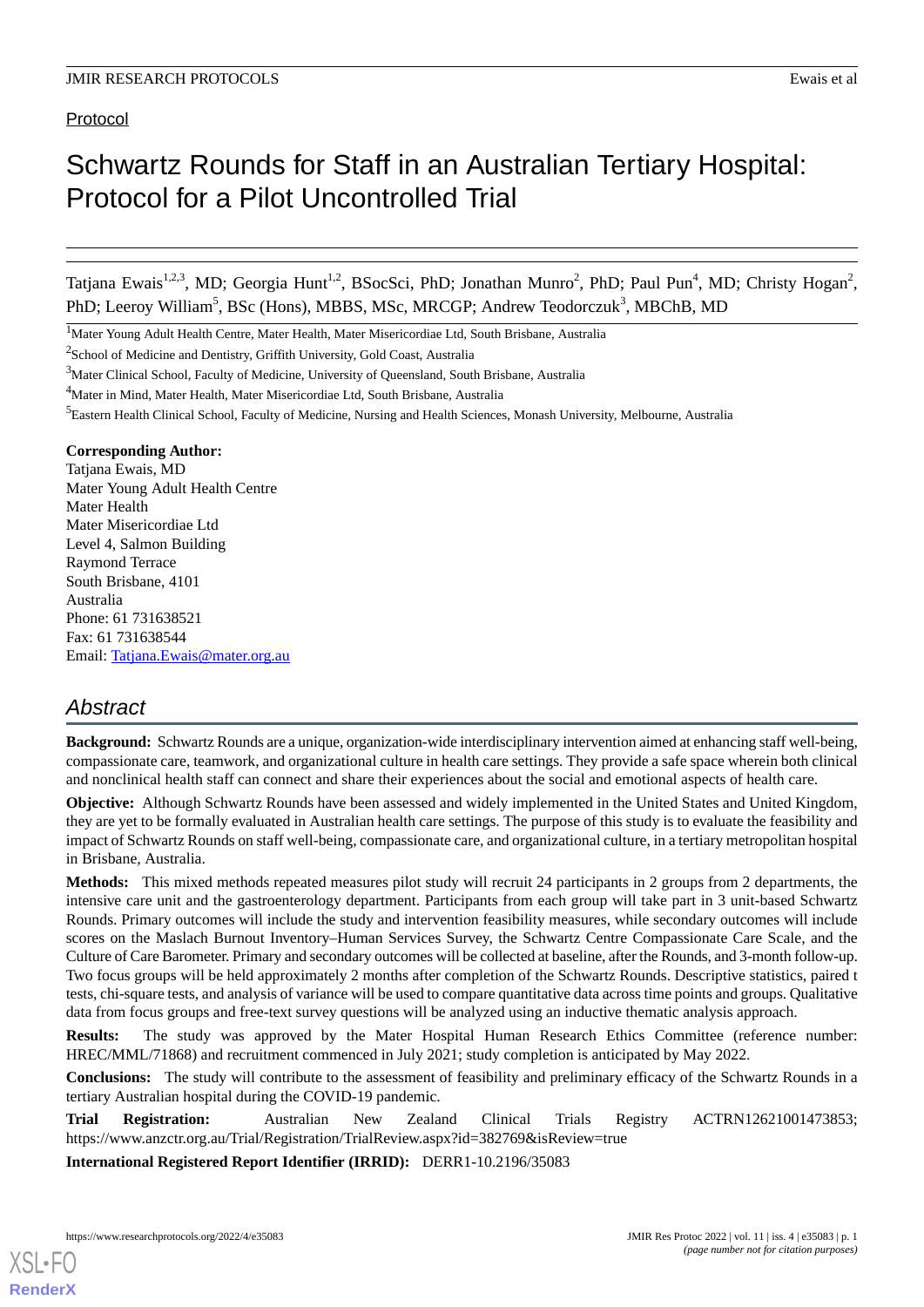Protocol

# Schwartz Rounds for Staff in an Australian Tertiary Hospital: Protocol for a Pilot Uncontrolled Trial

Tatjana Ewais[1,2,3], MD; Georgia Hunt[1,2], BSocSci, PhD; Jonathan Munro[2], PhD; Paul Pun[4], MD; Christy Hogan[2], PhD; Leeroy William[5], BSc (Hons), MBBS, MSc, MRCGP; Andrew Teodorczuk[3], MBChB, MD

[1]Mater Young Adult Health Centre, Mater Health, Mater Misericordiae Ltd, South Brisbane, Australia

[2]School of Medicine and Dentistry, Griffith University, Gold Coast, Australia

[3]Mater Clinical School, Faculty of Medicine, University of Queensland, South Brisbane, Australia

[4]Mater in Mind, Mater Health, Mater Misericordiae Ltd, South Brisbane, Australia

[5]Eastern Health Clinical School, Faculty of Medicine, Nursing and Health Sciences, Monash University, Melbourne, Australia

**Corresponding Author:**
Tatjana Ewais, MD
Mater Young Adult Health Centre
Mater Health
Mater Misericordiae Ltd
Level 4, Salmon Building
Raymond Terrace
South Brisbane, 4101
Australia
Phone: 61 731638521
Fax: 61 731638544
Email: Tatjana.Ewais@mater.org.au

## Abstract

**Background:** Schwartz Rounds are a unique, organization-wide interdisciplinary intervention aimed at enhancing staff well-being, compassionate care, teamwork, and organizational culture in health care settings. They provide a safe space wherein both clinical and nonclinical health staff can connect and share their experiences about the social and emotional aspects of health care.

**Objective:** Although Schwartz Rounds have been assessed and widely implemented in the United States and United Kingdom, they are yet to be formally evaluated in Australian health care settings. The purpose of this study is to evaluate the feasibility and impact of Schwartz Rounds on staff well-being, compassionate care, and organizational culture, in a tertiary metropolitan hospital in Brisbane, Australia.

**Methods:** This mixed methods repeated measures pilot study will recruit 24 participants in 2 groups from 2 departments, the intensive care unit and the gastroenterology department. Participants from each group will take part in 3 unit-based Schwartz Rounds. Primary outcomes will include the study and intervention feasibility measures, while secondary outcomes will include scores on the Maslach Burnout Inventory–Human Services Survey, the Schwartz Centre Compassionate Care Scale, and the Culture of Care Barometer. Primary and secondary outcomes will be collected at baseline, after the Rounds, and 3-month follow-up. Two focus groups will be held approximately 2 months after completion of the Schwartz Rounds. Descriptive statistics, paired t tests, chi-square tests, and analysis of variance will be used to compare quantitative data across time points and groups. Qualitative data from focus groups and free-text survey questions will be analyzed using an inductive thematic analysis approach.

**Results:** The study was approved by the Mater Hospital Human Research Ethics Committee (reference number: HREC/MML/71868) and recruitment commenced in July 2021; study completion is anticipated by May 2022.

**Conclusions:** The study will contribute to the assessment of feasibility and preliminary efficacy of the Schwartz Rounds in a tertiary Australian hospital during the COVID-19 pandemic.

**Trial Registration:** Australian New Zealand Clinical Trials Registry ACTRN12621001473853; https://www.anzctr.org.au/Trial/Registration/TrialReview.aspx?id=382769&isReview=true

**International Registered Report Identifier (IRRID):** DERR1-10.2196/35083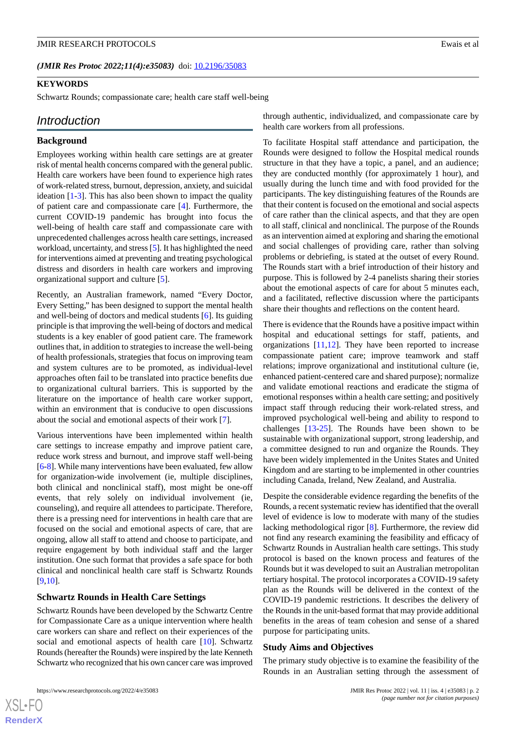(*JMIR Res Protoc 2022;11(4):e35083*) doi: 10.2196/35083

**KEYWORDS**

Schwartz Rounds; compassionate care; health care staff well-being

## Introduction

### Background

Employees working within health care settings are at greater risk of mental health concerns compared with the general public. Health care workers have been found to experience high rates of work-related stress, burnout, depression, anxiety, and suicidal ideation [1-3]. This has also been shown to impact the quality of patient care and compassionate care [4]. Furthermore, the current COVID-19 pandemic has brought into focus the well-being of health care staff and compassionate care with unprecedented challenges across health care settings, increased workload, uncertainty, and stress [5]. It has highlighted the need for interventions aimed at preventing and treating psychological distress and disorders in health care workers and improving organizational support and culture [5].

Recently, an Australian framework, named "Every Doctor, Every Setting," has been designed to support the mental health and well-being of doctors and medical students [6]. Its guiding principle is that improving the well-being of doctors and medical students is a key enabler of good patient care. The framework outlines that, in addition to strategies to increase the well-being of health professionals, strategies that focus on improving team and system cultures are to be promoted, as individual-level approaches often fail to be translated into practice benefits due to organizational cultural barriers. This is supported by the literature on the importance of health care worker support, within an environment that is conducive to open discussions about the social and emotional aspects of their work [7].

Various interventions have been implemented within health care settings to increase empathy and improve patient care, reduce work stress and burnout, and improve staff well-being [6-8]. While many interventions have been evaluated, few allow for organization-wide involvement (ie, multiple disciplines, both clinical and nonclinical staff), most might be one-off events, that rely solely on individual involvement (ie, counseling), and require all attendees to participate. Therefore, there is a pressing need for interventions in health care that are focused on the social and emotional aspects of care, that are ongoing, allow all staff to attend and choose to participate, and require engagement by both individual staff and the larger institution. One such format that provides a safe space for both clinical and nonclinical health care staff is Schwartz Rounds [9,10].

### Schwartz Rounds in Health Care Settings

Schwartz Rounds have been developed by the Schwartz Centre for Compassionate Care as a unique intervention where health care workers can share and reflect on their experiences of the social and emotional aspects of health care [10]. Schwartz Rounds (hereafter the Rounds) were inspired by the late Kenneth Schwartz who recognized that his own cancer care was improved through authentic, individualized, and compassionate care by health care workers from all professions.

To facilitate Hospital staff attendance and participation, the Rounds were designed to follow the Hospital medical rounds structure in that they have a topic, a panel, and an audience; they are conducted monthly (for approximately 1 hour), and usually during the lunch time and with food provided for the participants. The key distinguishing features of the Rounds are that their content is focused on the emotional and social aspects of care rather than the clinical aspects, and that they are open to all staff, clinical and nonclinical. The purpose of the Rounds as an intervention aimed at exploring and sharing the emotional and social challenges of providing care, rather than solving problems or debriefing, is stated at the outset of every Round. The Rounds start with a brief introduction of their history and purpose. This is followed by 2-4 panelists sharing their stories about the emotional aspects of care for about 5 minutes each, and a facilitated, reflective discussion where the participants share their thoughts and reflections on the content heard.

There is evidence that the Rounds have a positive impact within hospital and educational settings for staff, patients, and organizations [11,12]. They have been reported to increase compassionate patient care; improve teamwork and staff relations; improve organizational and institutional culture (ie, enhanced patient-centered care and shared purpose); normalize and validate emotional reactions and eradicate the stigma of emotional responses within a health care setting; and positively impact staff through reducing their work-related stress, and improved psychological well-being and ability to respond to challenges [13-25]. The Rounds have been shown to be sustainable with organizational support, strong leadership, and a committee designed to run and organize the Rounds. They have been widely implemented in the Unites States and United Kingdom and are starting to be implemented in other countries including Canada, Ireland, New Zealand, and Australia.

Despite the considerable evidence regarding the benefits of the Rounds, a recent systematic review has identified that the overall level of evidence is low to moderate with many of the studies lacking methodological rigor [8]. Furthermore, the review did not find any research examining the feasibility and efficacy of Schwartz Rounds in Australian health care settings. This study protocol is based on the known process and features of the Rounds but it was developed to suit an Australian metropolitan tertiary hospital. The protocol incorporates a COVID-19 safety plan as the Rounds will be delivered in the context of the COVID-19 pandemic restrictions. It describes the delivery of the Rounds in the unit-based format that may provide additional benefits in the areas of team cohesion and sense of a shared purpose for participating units.

### Study Aims and Objectives

The primary study objective is to examine the feasibility of the Rounds in an Australian setting through the assessment of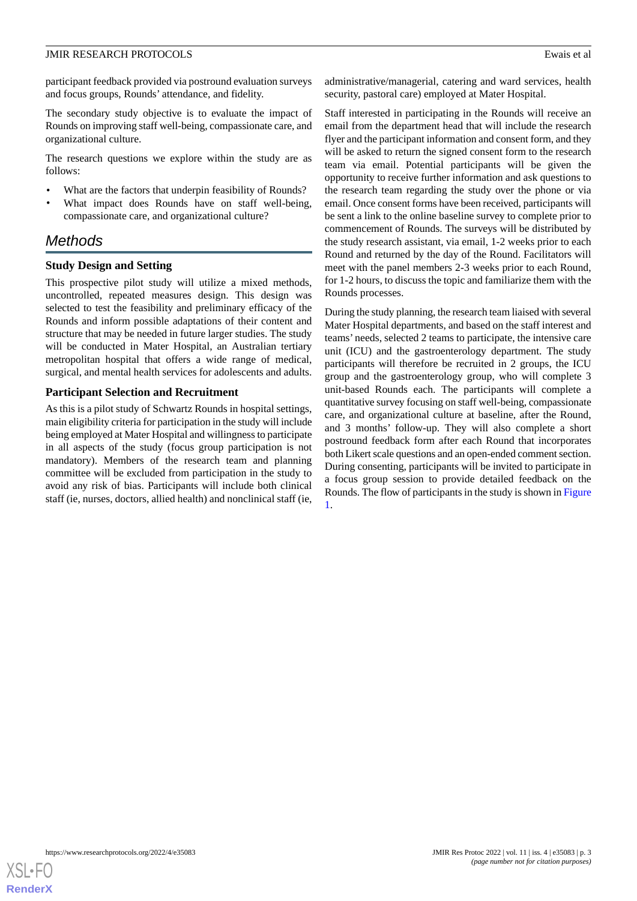participant feedback provided via postround evaluation surveys and focus groups, Rounds' attendance, and fidelity.

The secondary study objective is to evaluate the impact of Rounds on improving staff well-being, compassionate care, and organizational culture.

The research questions we explore within the study are as follows:

- What are the factors that underpin feasibility of Rounds?
- What impact does Rounds have on staff well-being, compassionate care, and organizational culture?

## Methods

### Study Design and Setting

This prospective pilot study will utilize a mixed methods, uncontrolled, repeated measures design. This design was selected to test the feasibility and preliminary efficacy of the Rounds and inform possible adaptations of their content and structure that may be needed in future larger studies. The study will be conducted in Mater Hospital, an Australian tertiary metropolitan hospital that offers a wide range of medical, surgical, and mental health services for adolescents and adults.

### Participant Selection and Recruitment

As this is a pilot study of Schwartz Rounds in hospital settings, main eligibility criteria for participation in the study will include being employed at Mater Hospital and willingness to participate in all aspects of the study (focus group participation is not mandatory). Members of the research team and planning committee will be excluded from participation in the study to avoid any risk of bias. Participants will include both clinical staff (ie, nurses, doctors, allied health) and nonclinical staff (ie, administrative/managerial, catering and ward services, health security, pastoral care) employed at Mater Hospital.

Staff interested in participating in the Rounds will receive an email from the department head that will include the research flyer and the participant information and consent form, and they will be asked to return the signed consent form to the research team via email. Potential participants will be given the opportunity to receive further information and ask questions to the research team regarding the study over the phone or via email. Once consent forms have been received, participants will be sent a link to the online baseline survey to complete prior to commencement of Rounds. The surveys will be distributed by the study research assistant, via email, 1-2 weeks prior to each Round and returned by the day of the Round. Facilitators will meet with the panel members 2-3 weeks prior to each Round, for 1-2 hours, to discuss the topic and familiarize them with the Rounds processes.

During the study planning, the research team liaised with several Mater Hospital departments, and based on the staff interest and teams' needs, selected 2 teams to participate, the intensive care unit (ICU) and the gastroenterology department. The study participants will therefore be recruited in 2 groups, the ICU group and the gastroenterology group, who will complete 3 unit-based Rounds each. The participants will complete a quantitative survey focusing on staff well-being, compassionate care, and organizational culture at baseline, after the Round, and 3 months' follow-up. They will also complete a short postround feedback form after each Round that incorporates both Likert scale questions and an open-ended comment section. During consenting, participants will be invited to participate in a focus group session to provide detailed feedback on the Rounds. The flow of participants in the study is shown in Figure 1.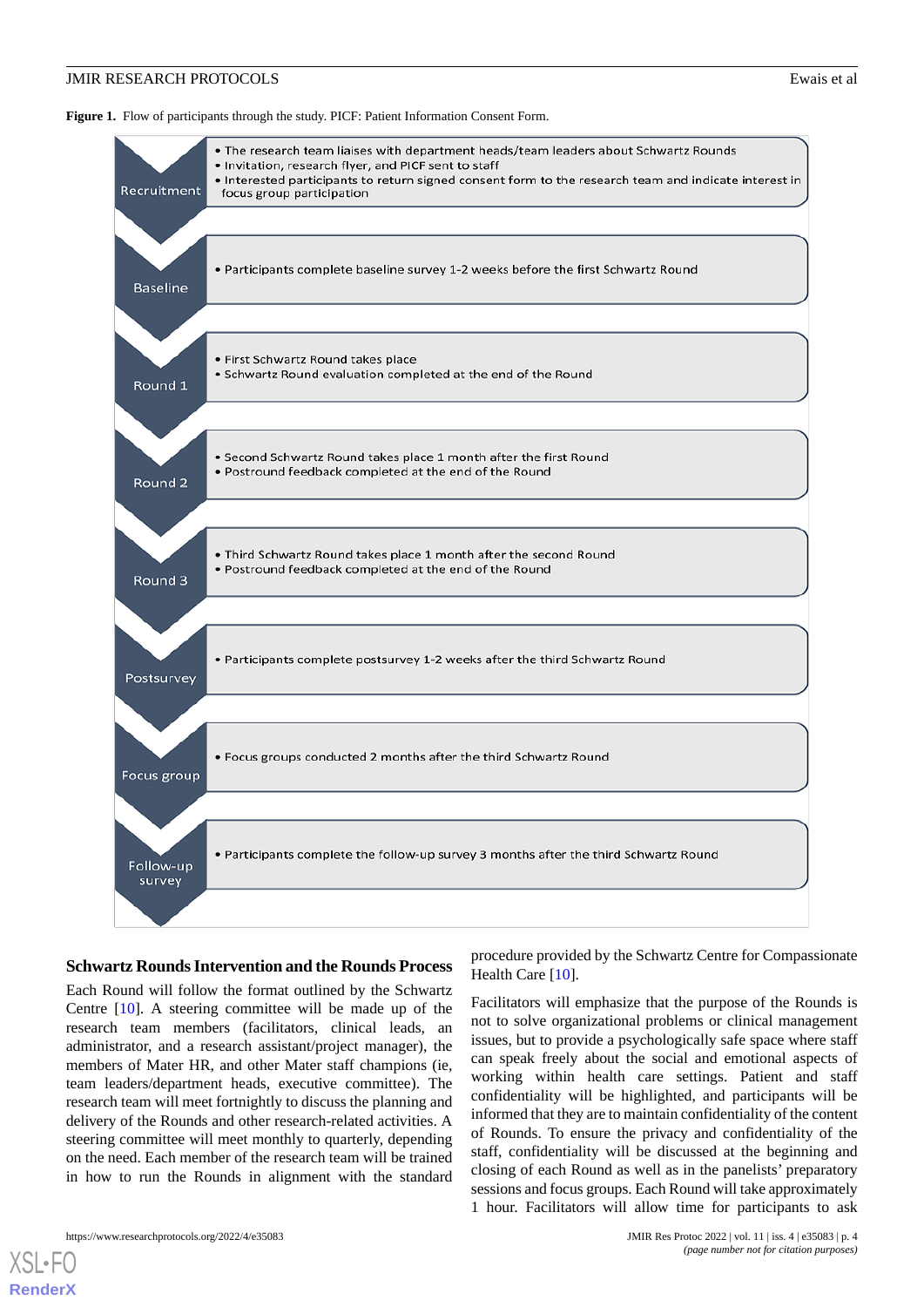**Figure 1.** Flow of participants through the study. PICF: Patient Information Consent Form.

**Recruitment**
- The research team liaises with department heads/team leaders about Schwartz Rounds
- Invitation, research flyer, and PICF sent to staff
- Interested participants to return signed consent form to the research team and indicate interest in focus group participation

**Baseline**
- Participants complete baseline survey 1-2 weeks before the first Schwartz Round

**Round 1**
- First Schwartz Round takes place
- Schwartz Round evaluation completed at the end of the Round

**Round 2**
- Second Schwartz Round takes place 1 month after the first Round
- Postround feedback completed at the end of the Round

**Round 3**
- Third Schwartz Round takes place 1 month after the second Round
- Postround feedback completed at the end of the Round

**Postsurvey**
- Participants complete postsurvey 1-2 weeks after the third Schwartz Round

**Focus group**
- Focus groups conducted 2 months after the third Schwartz Round

**Follow-up survey**
- Participants complete the follow-up survey 3 months after the third Schwartz Round

### Schwartz Rounds Intervention and the Rounds Process

Each Round will follow the format outlined by the Schwartz Centre [10]. A steering committee will be made up of the research team members (facilitators, clinical leads, an administrator, and a research assistant/project manager), the members of Mater HR, and other Mater staff champions (ie, team leaders/department heads, executive committee). The research team will meet fortnightly to discuss the planning and delivery of the Rounds and other research-related activities. A steering committee will meet monthly to quarterly, depending on the need. Each member of the research team will be trained in how to run the Rounds in alignment with the standard procedure provided by the Schwartz Centre for Compassionate Health Care [10].

Facilitators will emphasize that the purpose of the Rounds is not to solve organizational problems or clinical management issues, but to provide a psychologically safe space where staff can speak freely about the social and emotional aspects of working within health care settings. Patient and staff confidentiality will be highlighted, and participants will be informed that they are to maintain confidentiality of the content of Rounds. To ensure the privacy and confidentiality of the staff, confidentiality will be discussed at the beginning and closing of each Round as well as in the panelists' preparatory sessions and focus groups. Each Round will take approximately 1 hour. Facilitators will allow time for participants to ask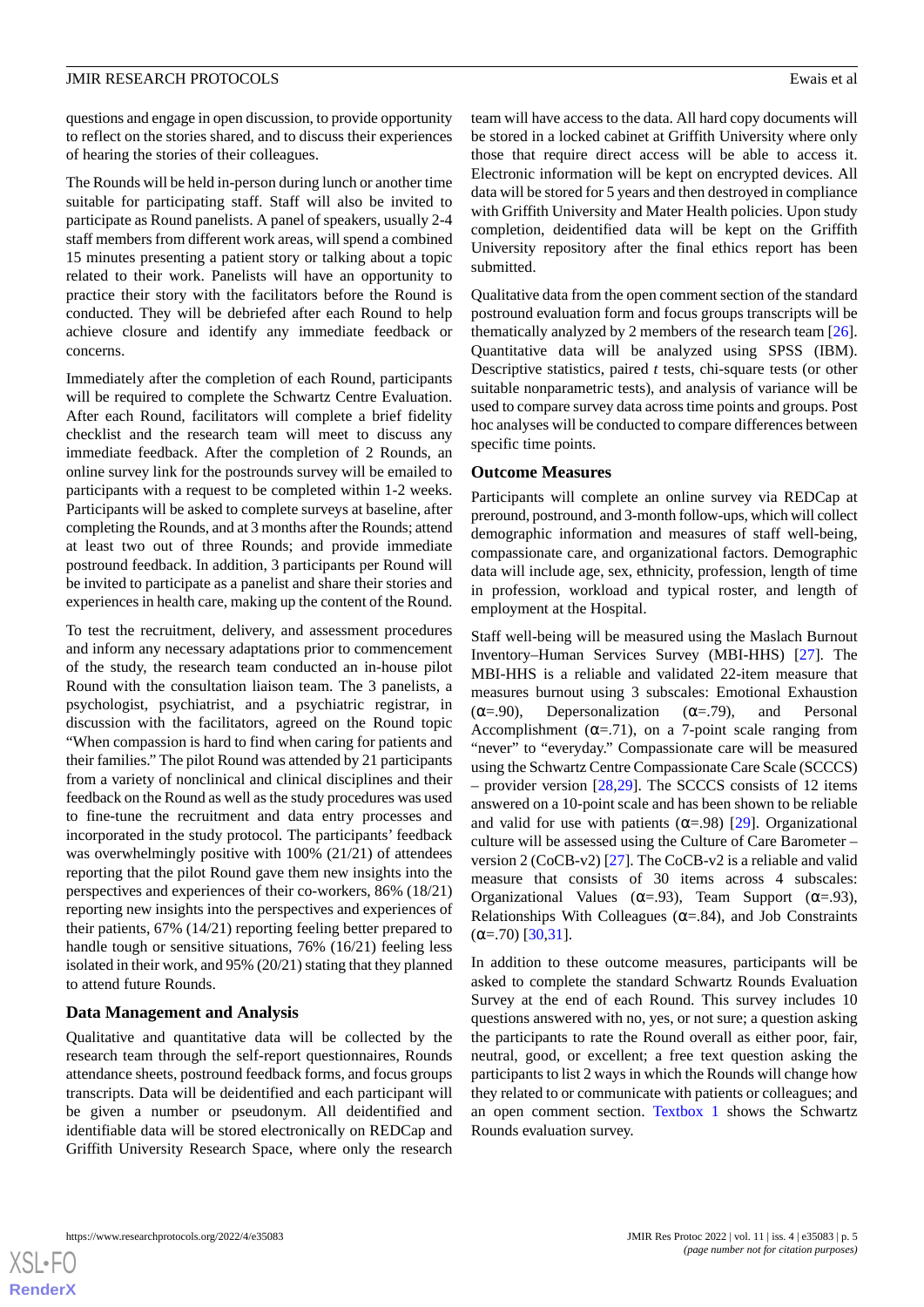questions and engage in open discussion, to provide opportunity to reflect on the stories shared, and to discuss their experiences of hearing the stories of their colleagues.

The Rounds will be held in-person during lunch or another time suitable for participating staff. Staff will also be invited to participate as Round panelists. A panel of speakers, usually 2-4 staff members from different work areas, will spend a combined 15 minutes presenting a patient story or talking about a topic related to their work. Panelists will have an opportunity to practice their story with the facilitators before the Round is conducted. They will be debriefed after each Round to help achieve closure and identify any immediate feedback or concerns.

Immediately after the completion of each Round, participants will be required to complete the Schwartz Centre Evaluation. After each Round, facilitators will complete a brief fidelity checklist and the research team will meet to discuss any immediate feedback. After the completion of 2 Rounds, an online survey link for the postrounds survey will be emailed to participants with a request to be completed within 1-2 weeks. Participants will be asked to complete surveys at baseline, after completing the Rounds, and at 3 months after the Rounds; attend at least two out of three Rounds; and provide immediate postround feedback. In addition, 3 participants per Round will be invited to participate as a panelist and share their stories and experiences in health care, making up the content of the Round.

To test the recruitment, delivery, and assessment procedures and inform any necessary adaptations prior to commencement of the study, the research team conducted an in-house pilot Round with the consultation liaison team. The 3 panelists, a psychologist, psychiatrist, and a psychiatric registrar, in discussion with the facilitators, agreed on the Round topic "When compassion is hard to find when caring for patients and their families." The pilot Round was attended by 21 participants from a variety of nonclinical and clinical disciplines and their feedback on the Round as well as the study procedures was used to fine-tune the recruitment and data entry processes and incorporated in the study protocol. The participants' feedback was overwhelmingly positive with 100% (21/21) of attendees reporting that the pilot Round gave them new insights into the perspectives and experiences of their co-workers, 86% (18/21) reporting new insights into the perspectives and experiences of their patients, 67% (14/21) reporting feeling better prepared to handle tough or sensitive situations, 76% (16/21) feeling less isolated in their work, and 95% (20/21) stating that they planned to attend future Rounds.

### Data Management and Analysis

Qualitative and quantitative data will be collected by the research team through the self-report questionnaires, Rounds attendance sheets, postround feedback forms, and focus groups transcripts. Data will be deidentified and each participant will be given a number or pseudonym. All deidentified and identifiable data will be stored electronically on REDCap and Griffith University Research Space, where only the research team will have access to the data. All hard copy documents will be stored in a locked cabinet at Griffith University where only those that require direct access will be able to access it. Electronic information will be kept on encrypted devices. All data will be stored for 5 years and then destroyed in compliance with Griffith University and Mater Health policies. Upon study completion, deidentified data will be kept on the Griffith University repository after the final ethics report has been submitted.

Qualitative data from the open comment section of the standard postround evaluation form and focus groups transcripts will be thematically analyzed by 2 members of the research team [26]. Quantitative data will be analyzed using SPSS (IBM). Descriptive statistics, paired *t* tests, chi-square tests (or other suitable nonparametric tests), and analysis of variance will be used to compare survey data across time points and groups. Post hoc analyses will be conducted to compare differences between specific time points.

### Outcome Measures

Participants will complete an online survey via REDCap at preround, postround, and 3-month follow-ups, which will collect demographic information and measures of staff well-being, compassionate care, and organizational factors. Demographic data will include age, sex, ethnicity, profession, length of time in profession, workload and typical roster, and length of employment at the Hospital.

Staff well-being will be measured using the Maslach Burnout Inventory–Human Services Survey (MBI-HHS) [27]. The MBI-HHS is a reliable and validated 22-item measure that measures burnout using 3 subscales: Emotional Exhaustion ($\alpha$=.90), Depersonalization ($\alpha$=.79), and Personal Accomplishment ($\alpha$=.71), on a 7-point scale ranging from "never" to "everyday." Compassionate care will be measured using the Schwartz Centre Compassionate Care Scale (SCCCS) – provider version [28,29]. The SCCCS consists of 12 items answered on a 10-point scale and has been shown to be reliable and valid for use with patients ($\alpha$=.98) [29]. Organizational culture will be assessed using the Culture of Care Barometer – version 2 (CoCB-v2) [27]. The CoCB-v2 is a reliable and valid measure that consists of 30 items across 4 subscales: Organizational Values ($\alpha$=.93), Team Support ($\alpha$=.93), Relationships With Colleagues ($\alpha$=.84), and Job Constraints ($\alpha$=.70) [30,31].

In addition to these outcome measures, participants will be asked to complete the standard Schwartz Rounds Evaluation Survey at the end of each Round. This survey includes 10 questions answered with no, yes, or not sure; a question asking the participants to rate the Round overall as either poor, fair, neutral, good, or excellent; a free text question asking the participants to list 2 ways in which the Rounds will change how they related to or communicate with patients or colleagues; and an open comment section. Textbox 1 shows the Schwartz Rounds evaluation survey.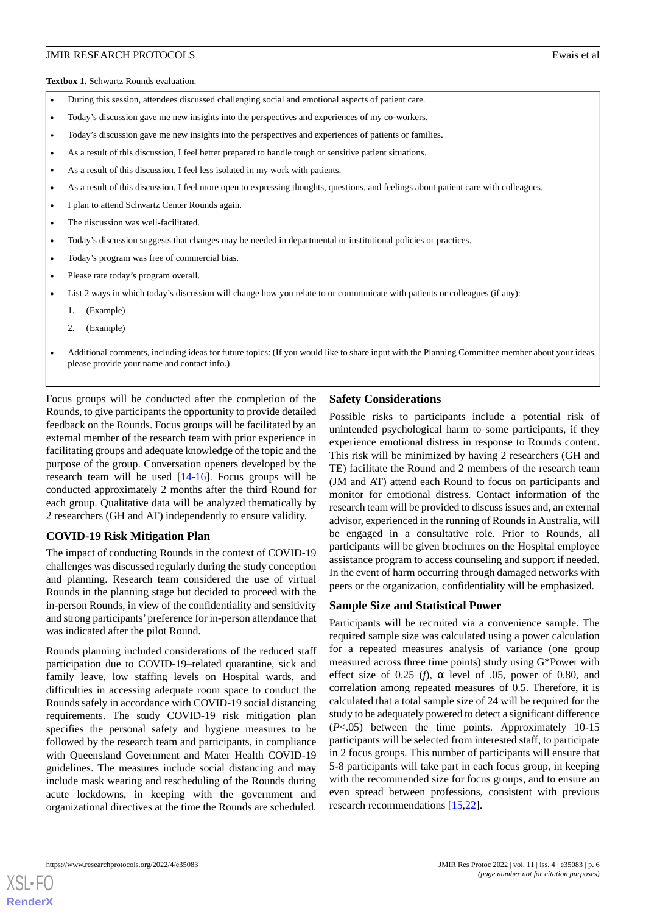**Textbox 1.** Schwartz Rounds evaluation.

- During this session, attendees discussed challenging social and emotional aspects of patient care.
- Today's discussion gave me new insights into the perspectives and experiences of my co-workers.
- Today's discussion gave me new insights into the perspectives and experiences of patients or families.
- As a result of this discussion, I feel better prepared to handle tough or sensitive patient situations.
- As a result of this discussion, I feel less isolated in my work with patients.
- As a result of this discussion, I feel more open to expressing thoughts, questions, and feelings about patient care with colleagues.
- I plan to attend Schwartz Center Rounds again.
- The discussion was well-facilitated.
- Today's discussion suggests that changes may be needed in departmental or institutional policies or practices.
- Today's program was free of commercial bias.
- Please rate today's program overall.
- List 2 ways in which today's discussion will change how you relate to or communicate with patients or colleagues (if any):
  1. (Example)
  2. (Example)
- Additional comments, including ideas for future topics: (If you would like to share input with the Planning Committee member about your ideas, please provide your name and contact info.)

Focus groups will be conducted after the completion of the Rounds, to give participants the opportunity to provide detailed feedback on the Rounds. Focus groups will be facilitated by an external member of the research team with prior experience in facilitating groups and adequate knowledge of the topic and the purpose of the group. Conversation openers developed by the research team will be used [14-16]. Focus groups will be conducted approximately 2 months after the third Round for each group. Qualitative data will be analyzed thematically by 2 researchers (GH and AT) independently to ensure validity.

### COVID-19 Risk Mitigation Plan

The impact of conducting Rounds in the context of COVID-19 challenges was discussed regularly during the study conception and planning. Research team considered the use of virtual Rounds in the planning stage but decided to proceed with the in-person Rounds, in view of the confidentiality and sensitivity and strong participants' preference for in-person attendance that was indicated after the pilot Round.

Rounds planning included considerations of the reduced staff participation due to COVID-19–related quarantine, sick and family leave, low staffing levels on Hospital wards, and difficulties in accessing adequate room space to conduct the Rounds safely in accordance with COVID-19 social distancing requirements. The study COVID-19 risk mitigation plan specifies the personal safety and hygiene measures to be followed by the research team and participants, in compliance with Queensland Government and Mater Health COVID-19 guidelines. The measures include social distancing and may include mask wearing and rescheduling of the Rounds during acute lockdowns, in keeping with the government and organizational directives at the time the Rounds are scheduled.

### Safety Considerations

Possible risks to participants include a potential risk of unintended psychological harm to some participants, if they experience emotional distress in response to Rounds content. This risk will be minimized by having 2 researchers (GH and TE) facilitate the Round and 2 members of the research team (JM and AT) attend each Round to focus on participants and monitor for emotional distress. Contact information of the research team will be provided to discuss issues and, an external advisor, experienced in the running of Rounds in Australia, will be engaged in a consultative role. Prior to Rounds, all participants will be given brochures on the Hospital employee assistance program to access counseling and support if needed. In the event of harm occurring through damaged networks with peers or the organization, confidentiality will be emphasized.

### Sample Size and Statistical Power

Participants will be recruited via a convenience sample. The required sample size was calculated using a power calculation for a repeated measures analysis of variance (one group measured across three time points) study using G*Power with effect size of 0.25 ($f$), α level of .05, power of 0.80, and correlation among repeated measures of 0.5. Therefore, it is calculated that a total sample size of 24 will be required for the study to be adequately powered to detect a significant difference ($P<.05$) between the time points. Approximately 10-15 participants will be selected from interested staff, to participate in 2 focus groups. This number of participants will ensure that 5-8 participants will take part in each focus group, in keeping with the recommended size for focus groups, and to ensure an even spread between professions, consistent with previous research recommendations [15,22].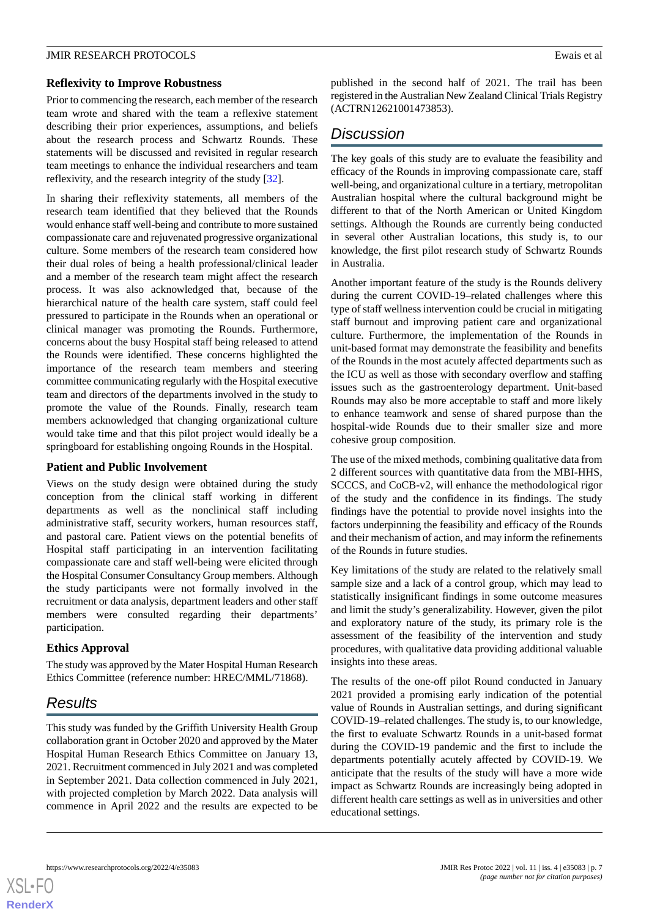### Reflexivity to Improve Robustness

Prior to commencing the research, each member of the research team wrote and shared with the team a reflexive statement describing their prior experiences, assumptions, and beliefs about the research process and Schwartz Rounds. These statements will be discussed and revisited in regular research team meetings to enhance the individual researchers and team reflexivity, and the research integrity of the study [32].

In sharing their reflexivity statements, all members of the research team identified that they believed that the Rounds would enhance staff well-being and contribute to more sustained compassionate care and rejuvenated progressive organizational culture. Some members of the research team considered how their dual roles of being a health professional/clinical leader and a member of the research team might affect the research process. It was also acknowledged that, because of the hierarchical nature of the health care system, staff could feel pressured to participate in the Rounds when an operational or clinical manager was promoting the Rounds. Furthermore, concerns about the busy Hospital staff being released to attend the Rounds were identified. These concerns highlighted the importance of the research team members and steering committee communicating regularly with the Hospital executive team and directors of the departments involved in the study to promote the value of the Rounds. Finally, research team members acknowledged that changing organizational culture would take time and that this pilot project would ideally be a springboard for establishing ongoing Rounds in the Hospital.

### Patient and Public Involvement

Views on the study design were obtained during the study conception from the clinical staff working in different departments as well as the nonclinical staff including administrative staff, security workers, human resources staff, and pastoral care. Patient views on the potential benefits of Hospital staff participating in an intervention facilitating compassionate care and staff well-being were elicited through the Hospital Consumer Consultancy Group members. Although the study participants were not formally involved in the recruitment or data analysis, department leaders and other staff members were consulted regarding their departments' participation.

### Ethics Approval

The study was approved by the Mater Hospital Human Research Ethics Committee (reference number: HREC/MML/71868).

## Results

This study was funded by the Griffith University Health Group collaboration grant in October 2020 and approved by the Mater Hospital Human Research Ethics Committee on January 13, 2021. Recruitment commenced in July 2021 and was completed in September 2021. Data collection commenced in July 2021, with projected completion by March 2022. Data analysis will commence in April 2022 and the results are expected to be published in the second half of 2021. The trail has been registered in the Australian New Zealand Clinical Trials Registry (ACTRN12621001473853).

## Discussion

The key goals of this study are to evaluate the feasibility and efficacy of the Rounds in improving compassionate care, staff well-being, and organizational culture in a tertiary, metropolitan Australian hospital where the cultural background might be different to that of the North American or United Kingdom settings. Although the Rounds are currently being conducted in several other Australian locations, this study is, to our knowledge, the first pilot research study of Schwartz Rounds in Australia.

Another important feature of the study is the Rounds delivery during the current COVID-19–related challenges where this type of staff wellness intervention could be crucial in mitigating staff burnout and improving patient care and organizational culture. Furthermore, the implementation of the Rounds in unit-based format may demonstrate the feasibility and benefits of the Rounds in the most acutely affected departments such as the ICU as well as those with secondary overflow and staffing issues such as the gastroenterology department. Unit-based Rounds may also be more acceptable to staff and more likely to enhance teamwork and sense of shared purpose than the hospital-wide Rounds due to their smaller size and more cohesive group composition.

The use of the mixed methods, combining qualitative data from 2 different sources with quantitative data from the MBI-HHS, SCCCS, and CoCB-v2, will enhance the methodological rigor of the study and the confidence in its findings. The study findings have the potential to provide novel insights into the factors underpinning the feasibility and efficacy of the Rounds and their mechanism of action, and may inform the refinements of the Rounds in future studies.

Key limitations of the study are related to the relatively small sample size and a lack of a control group, which may lead to statistically insignificant findings in some outcome measures and limit the study's generalizability. However, given the pilot and exploratory nature of the study, its primary role is the assessment of the feasibility of the intervention and study procedures, with qualitative data providing additional valuable insights into these areas.

The results of the one-off pilot Round conducted in January 2021 provided a promising early indication of the potential value of Rounds in Australian settings, and during significant COVID-19–related challenges. The study is, to our knowledge, the first to evaluate Schwartz Rounds in a unit-based format during the COVID-19 pandemic and the first to include the departments potentially acutely affected by COVID-19. We anticipate that the results of the study will have a more wide impact as Schwartz Rounds are increasingly being adopted in different health care settings as well as in universities and other educational settings.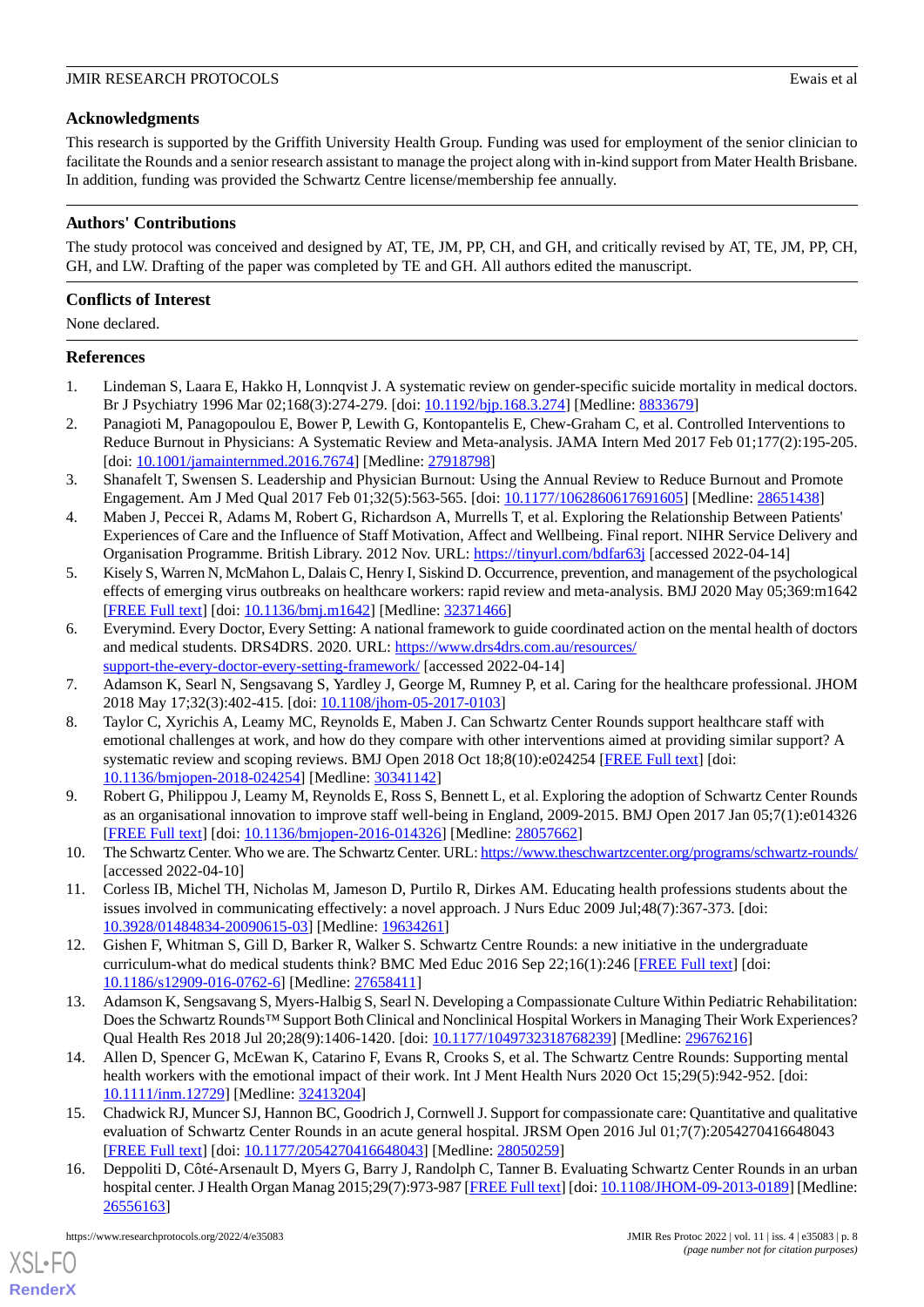## Acknowledgments

This research is supported by the Griffith University Health Group. Funding was used for employment of the senior clinician to facilitate the Rounds and a senior research assistant to manage the project along with in-kind support from Mater Health Brisbane. In addition, funding was provided the Schwartz Centre license/membership fee annually.

## Authors' Contributions

The study protocol was conceived and designed by AT, TE, JM, PP, CH, and GH, and critically revised by AT, TE, JM, PP, CH, GH, and LW. Drafting of the paper was completed by TE and GH. All authors edited the manuscript.

## Conflicts of Interest

None declared.

## References

1. Lindeman S, Laara E, Hakko H, Lonnqvist J. A systematic review on gender-specific suicide mortality in medical doctors. Br J Psychiatry 1996 Mar 02;168(3):274-279. [doi: 10.1192/bjp.168.3.274] [Medline: 8833679]
2. Panagioti M, Panagopoulou E, Bower P, Lewith G, Kontopantelis E, Chew-Graham C, et al. Controlled Interventions to Reduce Burnout in Physicians: A Systematic Review and Meta-analysis. JAMA Intern Med 2017 Feb 01;177(2):195-205. [doi: 10.1001/jamainternmed.2016.7674] [Medline: 27918798]
3. Shanafelt T, Swensen S. Leadership and Physician Burnout: Using the Annual Review to Reduce Burnout and Promote Engagement. Am J Med Qual 2017 Feb 01;32(5):563-565. [doi: 10.1177/1062860617691605] [Medline: 28651438]
4. Maben J, Peccei R, Adams M, Robert G, Richardson A, Murrells T, et al. Exploring the Relationship Between Patients' Experiences of Care and the Influence of Staff Motivation, Affect and Wellbeing. Final report. NIHR Service Delivery and Organisation Programme. British Library. 2012 Nov. URL: https://tinyurl.com/bdfar63j [accessed 2022-04-14]
5. Kisely S, Warren N, McMahon L, Dalais C, Henry I, Siskind D. Occurrence, prevention, and management of the psychological effects of emerging virus outbreaks on healthcare workers: rapid review and meta-analysis. BMJ 2020 May 05;369:m1642 [FREE Full text] [doi: 10.1136/bmj.m1642] [Medline: 32371466]
6. Everymind. Every Doctor, Every Setting: A national framework to guide coordinated action on the mental health of doctors and medical students. DRS4DRS. 2020. URL: https://www.drs4drs.com.au/resources/support-the-every-doctor-every-setting-framework/ [accessed 2022-04-14]
7. Adamson K, Searl N, Sengsavang S, Yardley J, George M, Rumney P, et al. Caring for the healthcare professional. JHOM 2018 May 17;32(3):402-415. [doi: 10.1108/jhom-05-2017-0103]
8. Taylor C, Xyrichis A, Leamy MC, Reynolds E, Maben J. Can Schwartz Center Rounds support healthcare staff with emotional challenges at work, and how do they compare with other interventions aimed at providing similar support? A systematic review and scoping reviews. BMJ Open 2018 Oct 18;8(10):e024254 [FREE Full text] [doi: 10.1136/bmjopen-2018-024254] [Medline: 30341142]
9. Robert G, Philippou J, Leamy M, Reynolds E, Ross S, Bennett L, et al. Exploring the adoption of Schwartz Center Rounds as an organisational innovation to improve staff well-being in England, 2009-2015. BMJ Open 2017 Jan 05;7(1):e014326 [FREE Full text] [doi: 10.1136/bmjopen-2016-014326] [Medline: 28057662]
10. The Schwartz Center. Who we are. The Schwartz Center. URL: https://www.theschwartzcenter.org/programs/schwartz-rounds/ [accessed 2022-04-10]
11. Corless IB, Michel TH, Nicholas M, Jameson D, Purtilo R, Dirkes AM. Educating health professions students about the issues involved in communicating effectively: a novel approach. J Nurs Educ 2009 Jul;48(7):367-373. [doi: 10.3928/01484834-20090615-03] [Medline: 19634261]
12. Gishen F, Whitman S, Gill D, Barker R, Walker S. Schwartz Centre Rounds: a new initiative in the undergraduate curriculum-what do medical students think? BMC Med Educ 2016 Sep 22;16(1):246 [FREE Full text] [doi: 10.1186/s12909-016-0762-6] [Medline: 27658411]
13. Adamson K, Sengsavang S, Myers-Halbig S, Searl N. Developing a Compassionate Culture Within Pediatric Rehabilitation: Does the Schwartz Rounds™ Support Both Clinical and Nonclinical Hospital Workers in Managing Their Work Experiences? Qual Health Res 2018 Jul 20;28(9):1406-1420. [doi: 10.1177/1049732318768239] [Medline: 29676216]
14. Allen D, Spencer G, McEwan K, Catarino F, Evans R, Crooks S, et al. The Schwartz Centre Rounds: Supporting mental health workers with the emotional impact of their work. Int J Ment Health Nurs 2020 Oct 15;29(5):942-952. [doi: 10.1111/inm.12729] [Medline: 32413204]
15. Chadwick RJ, Muncer SJ, Hannon BC, Goodrich J, Cornwell J. Support for compassionate care: Quantitative and qualitative evaluation of Schwartz Center Rounds in an acute general hospital. JRSM Open 2016 Jul 01;7(7):2054270416648043 [FREE Full text] [doi: 10.1177/2054270416648043] [Medline: 28050259]
16. Deppoliti D, Côté-Arsenault D, Myers G, Barry J, Randolph C, Tanner B. Evaluating Schwartz Center Rounds in an urban hospital center. J Health Organ Manag 2015;29(7):973-987 [FREE Full text] [doi: 10.1108/JHOM-09-2013-0189] [Medline: 26556163]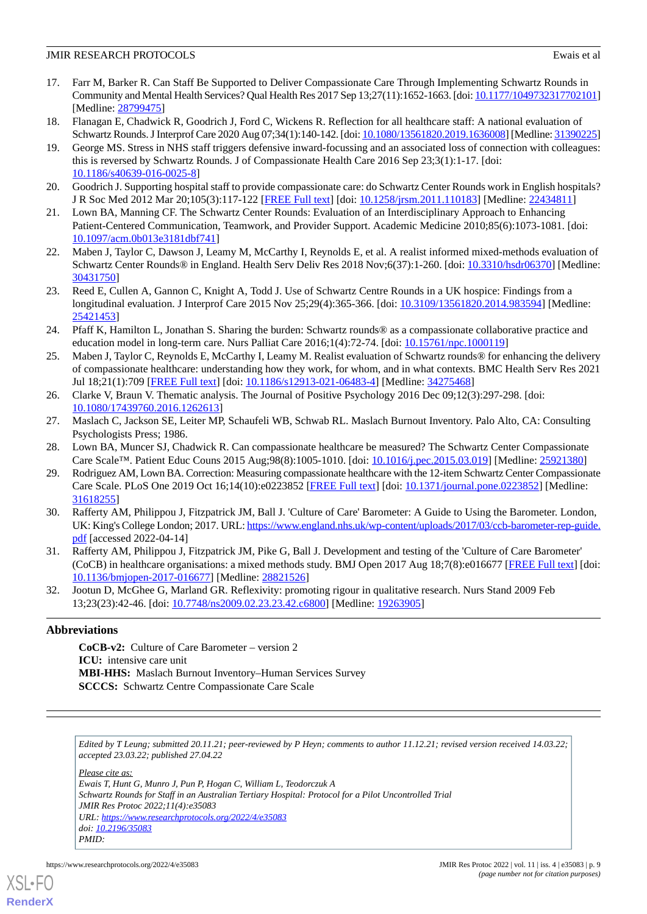17. Farr M, Barker R. Can Staff Be Supported to Deliver Compassionate Care Through Implementing Schwartz Rounds in Community and Mental Health Services? Qual Health Res 2017 Sep 13;27(11):1652-1663. [doi: 10.1177/1049732317702101] [Medline: 28799475]
18. Flanagan E, Chadwick R, Goodrich J, Ford C, Wickens R. Reflection for all healthcare staff: A national evaluation of Schwartz Rounds. J Interprof Care 2020 Aug 07;34(1):140-142. [doi: 10.1080/13561820.2019.1636008] [Medline: 31390225]
19. George MS. Stress in NHS staff triggers defensive inward-focussing and an associated loss of connection with colleagues: this is reversed by Schwartz Rounds. J of Compassionate Health Care 2016 Sep 23;3(1):1-17. [doi: 10.1186/s40639-016-0025-8]
20. Goodrich J. Supporting hospital staff to provide compassionate care: do Schwartz Center Rounds work in English hospitals? J R Soc Med 2012 Mar 20;105(3):117-122 [FREE Full text] [doi: 10.1258/jrsm.2011.110183] [Medline: 22434811]
21. Lown BA, Manning CF. The Schwartz Center Rounds: Evaluation of an Interdisciplinary Approach to Enhancing Patient-Centered Communication, Teamwork, and Provider Support. Academic Medicine 2010;85(6):1073-1081. [doi: 10.1097/acm.0b013e3181dbf741]
22. Maben J, Taylor C, Dawson J, Leamy M, McCarthy I, Reynolds E, et al. A realist informed mixed-methods evaluation of Schwartz Center Rounds® in England. Health Serv Deliv Res 2018 Nov;6(37):1-260. [doi: 10.3310/hsdr06370] [Medline: 30431750]
23. Reed E, Cullen A, Gannon C, Knight A, Todd J. Use of Schwartz Centre Rounds in a UK hospice: Findings from a longitudinal evaluation. J Interprof Care 2015 Nov 25;29(4):365-366. [doi: 10.3109/13561820.2014.983594] [Medline: 25421453]
24. Pfaff K, Hamilton L, Jonathan S. Sharing the burden: Schwartz rounds® as a compassionate collaborative practice and education model in long-term care. Nurs Palliat Care 2016;1(4):72-74. [doi: 10.15761/npc.1000119]
25. Maben J, Taylor C, Reynolds E, McCarthy I, Leamy M. Realist evaluation of Schwartz rounds® for enhancing the delivery of compassionate healthcare: understanding how they work, for whom, and in what contexts. BMC Health Serv Res 2021 Jul 18;21(1):709 [FREE Full text] [doi: 10.1186/s12913-021-06483-4] [Medline: 34275468]
26. Clarke V, Braun V. Thematic analysis. The Journal of Positive Psychology 2016 Dec 09;12(3):297-298. [doi: 10.1080/17439760.2016.1262613]
27. Maslach C, Jackson SE, Leiter MP, Schaufeli WB, Schwab RL. Maslach Burnout Inventory. Palo Alto, CA: Consulting Psychologists Press; 1986.
28. Lown BA, Muncer SJ, Chadwick R. Can compassionate healthcare be measured? The Schwartz Center Compassionate Care Scale™. Patient Educ Couns 2015 Aug;98(8):1005-1010. [doi: 10.1016/j.pec.2015.03.019] [Medline: 25921380]
29. Rodriguez AM, Lown BA. Correction: Measuring compassionate healthcare with the 12-item Schwartz Center Compassionate Care Scale. PLoS One 2019 Oct 16;14(10):e0223852 [FREE Full text] [doi: 10.1371/journal.pone.0223852] [Medline: 31618255]
30. Rafferty AM, Philippou J, Fitzpatrick JM, Ball J. 'Culture of Care' Barometer: A Guide to Using the Barometer. London, UK: King's College London; 2017. URL: https://www.england.nhs.uk/wp-content/uploads/2017/03/ccb-barometer-rep-guide.pdf [accessed 2022-04-14]
31. Rafferty AM, Philippou J, Fitzpatrick JM, Pike G, Ball J. Development and testing of the 'Culture of Care Barometer' (CoCB) in healthcare organisations: a mixed methods study. BMJ Open 2017 Aug 18;7(8):e016677 [FREE Full text] [doi: 10.1136/bmjopen-2017-016677] [Medline: 28821526]
32. Jootun D, McGhee G, Marland GR. Reflexivity: promoting rigour in qualitative research. Nurs Stand 2009 Feb 13;23(23):42-46. [doi: 10.7748/ns2009.02.23.23.42.c6800] [Medline: 19263905]

## Abbreviations

**CoCB-v2:** Culture of Care Barometer – version 2
**ICU:** intensive care unit
**MBI-HHS:** Maslach Burnout Inventory–Human Services Survey
**SCCCS:** Schwartz Centre Compassionate Care Scale

---

*Edited by T Leung; submitted 20.11.21; peer-reviewed by P Heyn; comments to author 11.12.21; revised version received 14.03.22; accepted 23.03.22; published 27.04.22*

*Please cite as:*
*Ewais T, Hunt G, Munro J, Pun P, Hogan C, William L, Teodorczuk A*
*Schwartz Rounds for Staff in an Australian Tertiary Hospital: Protocol for a Pilot Uncontrolled Trial*
*JMIR Res Protoc 2022;11(4):e35083*
*URL: https://www.researchprotocols.org/2022/4/e35083*
*doi: 10.2196/35083*
*PMID:*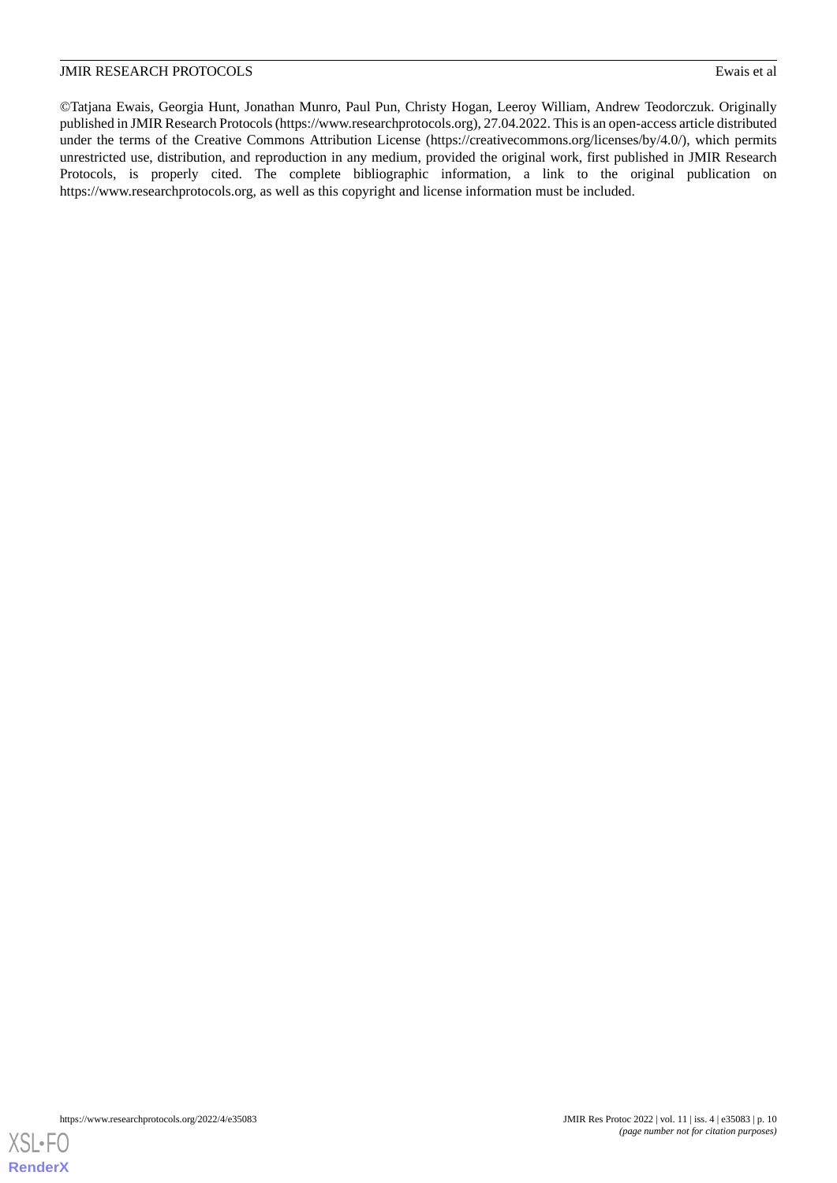©Tatjana Ewais, Georgia Hunt, Jonathan Munro, Paul Pun, Christy Hogan, Leeroy William, Andrew Teodorczuk. Originally published in JMIR Research Protocols (https://www.researchprotocols.org), 27.04.2022. This is an open-access article distributed under the terms of the Creative Commons Attribution License (https://creativecommons.org/licenses/by/4.0/), which permits unrestricted use, distribution, and reproduction in any medium, provided the original work, first published in JMIR Research Protocols, is properly cited. The complete bibliographic information, a link to the original publication on https://www.researchprotocols.org, as well as this copyright and license information must be included.